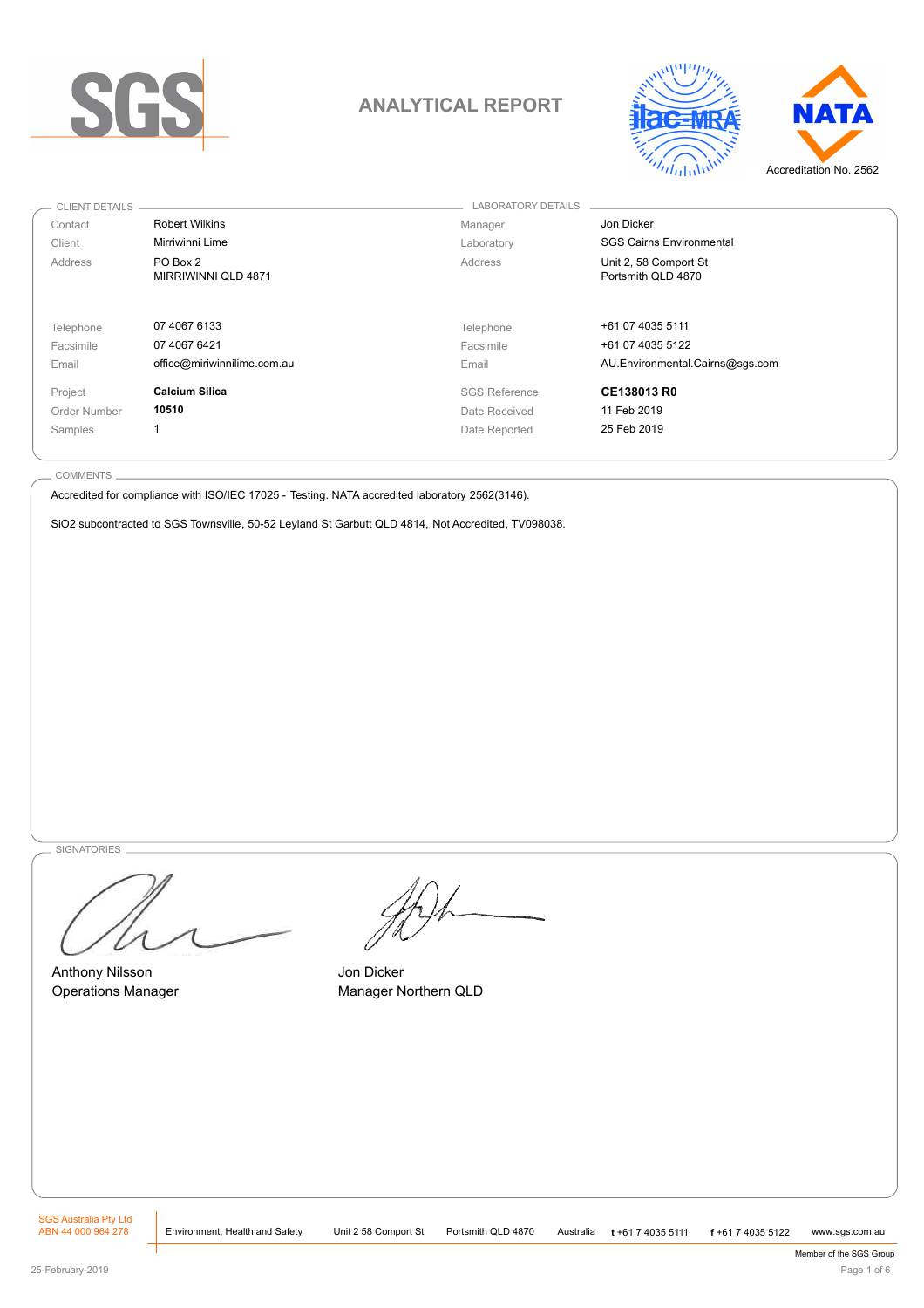SGS

# ANALYTICAL REPORT

Accreditation No. 2562

| CLIENT DETAILS | | LABORATORY DETAILS | |
|---|---|---|---|
| Contact | Robert Wilkins | Manager | Jon Dicker |
| Client | Mirriwinni Lime | Laboratory | SGS Cairns Environmental |
| Address | PO Box 2<br>MIRRIWINNI QLD 4871 | Address | Unit 2, 58 Comport St<br>Portsmith QLD 4870 |
| Telephone | 07 4067 6133 | Telephone | +61 07 4035 5111 |
| Facsimile | 07 4067 6421 | Facsimile | +61 07 4035 5122 |
| Email | office@miriwinnilime.com.au | Email | AU.Environmental.Cairns@sgs.com |
| Project | **Calcium Silica** | SGS Reference | **CE138013 R0** |
| Order Number | **10510** | Date Received | 11 Feb 2019 |
| Samples | 1 | Date Reported | 25 Feb 2019 |

## COMMENTS

Accredited for compliance with ISO/IEC 17025 - Testing. NATA accredited laboratory 2562(3146).

$SiO_2$ subcontracted to SGS Townsville, 50-52 Leyland St Garbutt QLD 4814, Not Accredited, TV098038.

## SIGNATORIES

Anthony Nilsson
Operations Manager

Jon Dicker
Manager Northern QLD

SGS Australia Pty Ltd
ABN 44 000 964 278

Environment, Health and Safety | Unit 2 58 Comport St | Portsmith QLD 4870 | Australia | t +61 7 4035 5111 | f +61 7 4035 5122 | www.sgs.com.au

Member of the SGS Group

25-February-2019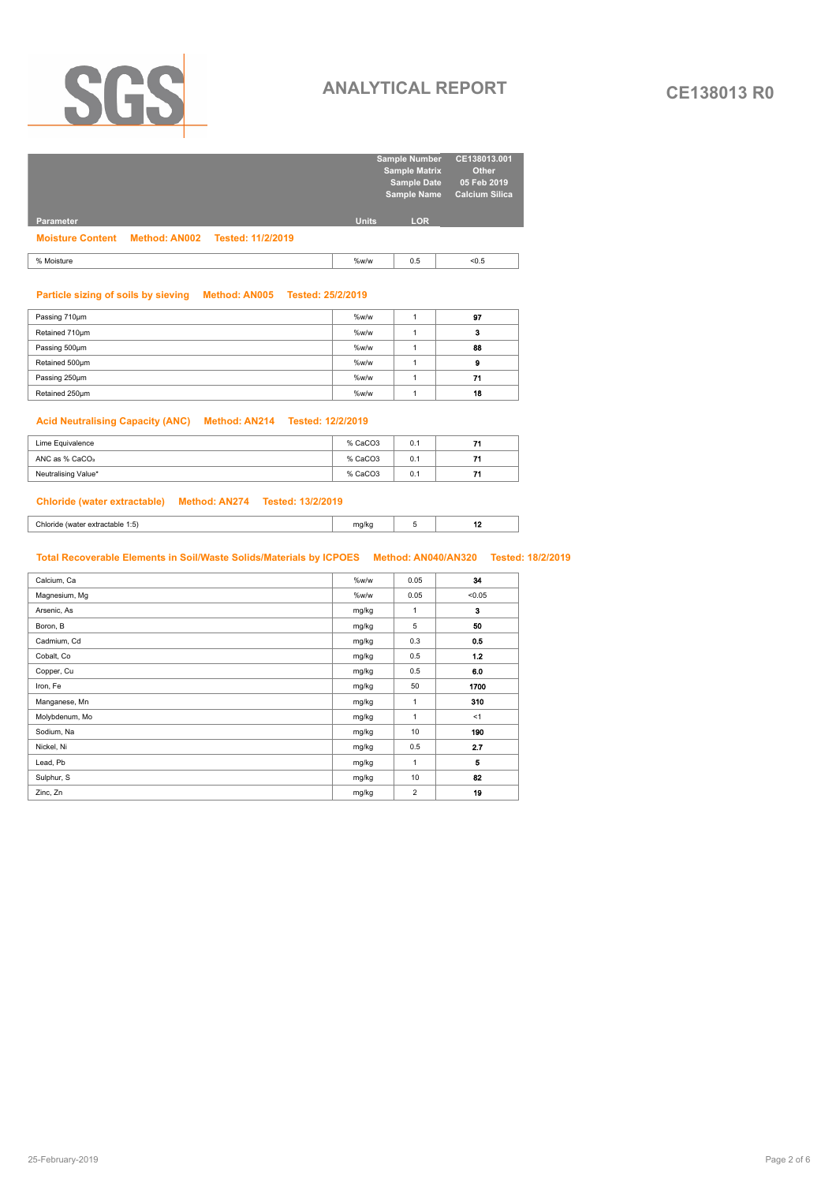# ANALYTICAL REPORT

**CE138013 R0**

| | | Sample Number | CE138013.001 |
|---|---|---|---|
| | | Sample Matrix | Other |
| | | Sample Date | 05 Feb 2019 |
| | | Sample Name | Calcium Silica |
| **Parameter** | **Units** | **LOR** | |

**Moisture Content   Method: AN002   Tested: 11/2/2019**

| Parameter | Units | LOR | CE138013.001 |
|---|---|---|---|
| % Moisture | %w/w | 0.5 | <0.5 |

**Particle sizing of soils by sieving   Method: AN005   Tested: 25/2/2019**

| Parameter | Units | LOR | CE138013.001 |
|---|---|---|---|
| Passing 710µm | %w/w | 1 | **97** |
| Retained 710µm | %w/w | 1 | **3** |
| Passing 500µm | %w/w | 1 | **88** |
| Retained 500µm | %w/w | 1 | **9** |
| Passing 250µm | %w/w | 1 | **71** |
| Retained 250µm | %w/w | 1 | **18** |

**Acid Neutralising Capacity (ANC)   Method: AN214   Tested: 12/2/2019**

| Parameter | Units | LOR | CE138013.001 |
|---|---|---|---|
| Lime Equivalence | % CaCO3 | 0.1 | **71** |
| ANC as % $CaCO_3$ | % CaCO3 | 0.1 | **71** |
| Neutralising Value* | % CaCO3 | 0.1 | **71** |

**Chloride (water extractable)   Method: AN274   Tested: 13/2/2019**

| Parameter | Units | LOR | CE138013.001 |
|---|---|---|---|
| Chloride (water extractable 1:5) | mg/kg | 5 | **12** |

**Total Recoverable Elements in Soil/Waste Solids/Materials by ICPOES   Method: AN040/AN320   Tested: 18/2/2019**

| Parameter | Units | LOR | CE138013.001 |
|---|---|---|---|
| Calcium, Ca | %w/w | 0.05 | **34** |
| Magnesium, Mg | %w/w | 0.05 | <0.05 |
| Arsenic, As | mg/kg | 1 | **3** |
| Boron, B | mg/kg | 5 | **50** |
| Cadmium, Cd | mg/kg | 0.3 | **0.5** |
| Cobalt, Co | mg/kg | 0.5 | **1.2** |
| Copper, Cu | mg/kg | 0.5 | **6.0** |
| Iron, Fe | mg/kg | 50 | **1700** |
| Manganese, Mn | mg/kg | 1 | **310** |
| Molybdenum, Mo | mg/kg | 1 | <1 |
| Sodium, Na | mg/kg | 10 | **190** |
| Nickel, Ni | mg/kg | 0.5 | **2.7** |
| Lead, Pb | mg/kg | 1 | **5** |
| Sulphur, S | mg/kg | 10 | **82** |
| Zinc, Zn | mg/kg | 2 | **19** |

25-February-2019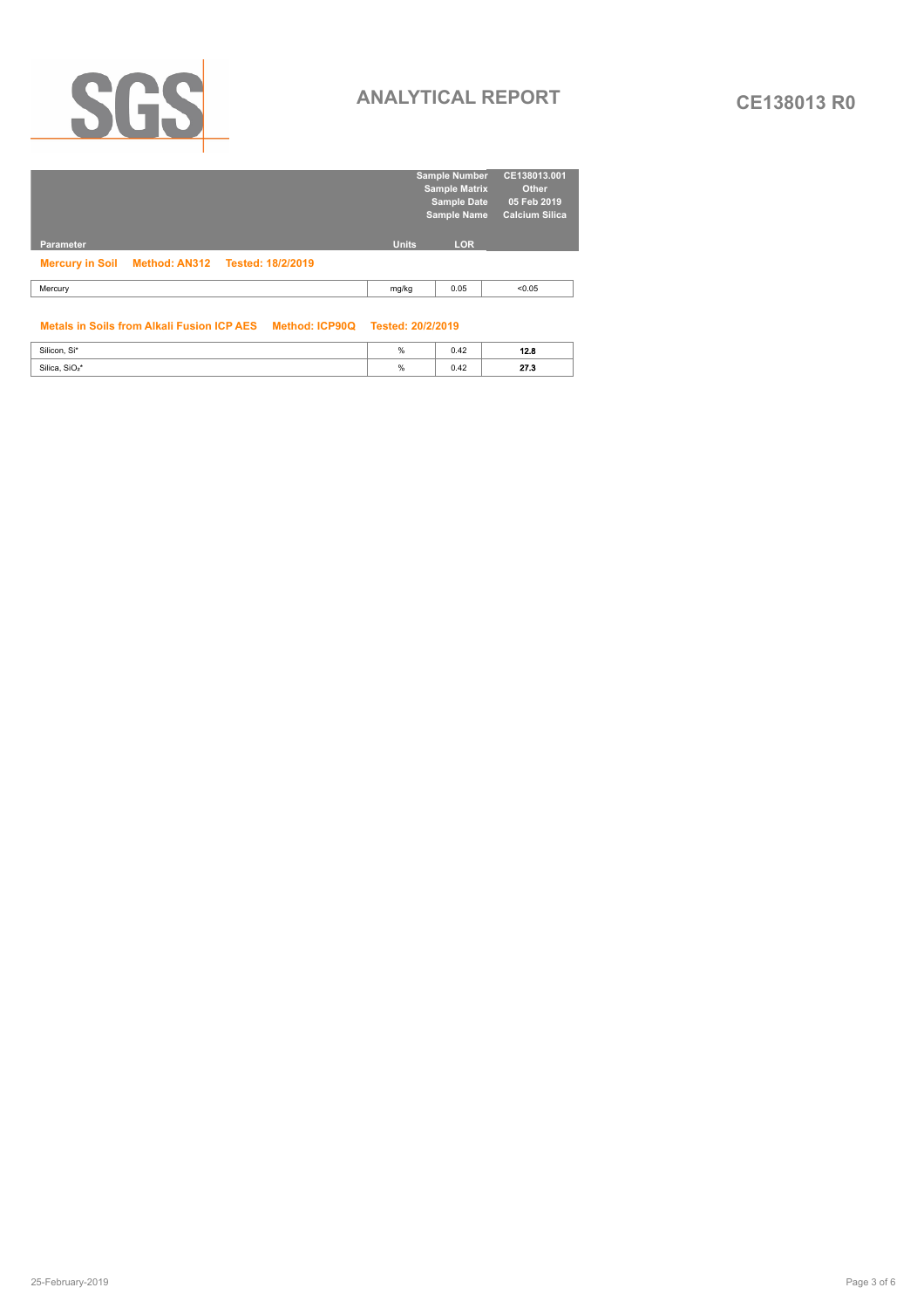# ANALYTICAL REPORT

**CE138013 R0**

| Parameter | Units | LOR | Sample Number: CE138013.001<br>Sample Matrix: Other<br>Sample Date: 05 Feb 2019<br>Sample Name: Calcium Silica |
|---|---|---|---|
| **Mercury in Soil    Method: AN312    Tested: 18/2/2019** | | | |
| Mercury | mg/kg | 0.05 | <0.05 |
| **Metals in Soils from Alkali Fusion ICP AES    Method: ICP90Q    Tested: 20/2/2019** | | | |
| Silicon, Si* | % | 0.42 | **12.8** |
| Silica, $SiO_2$* | % | 0.42 | **27.3** |

25-February-2019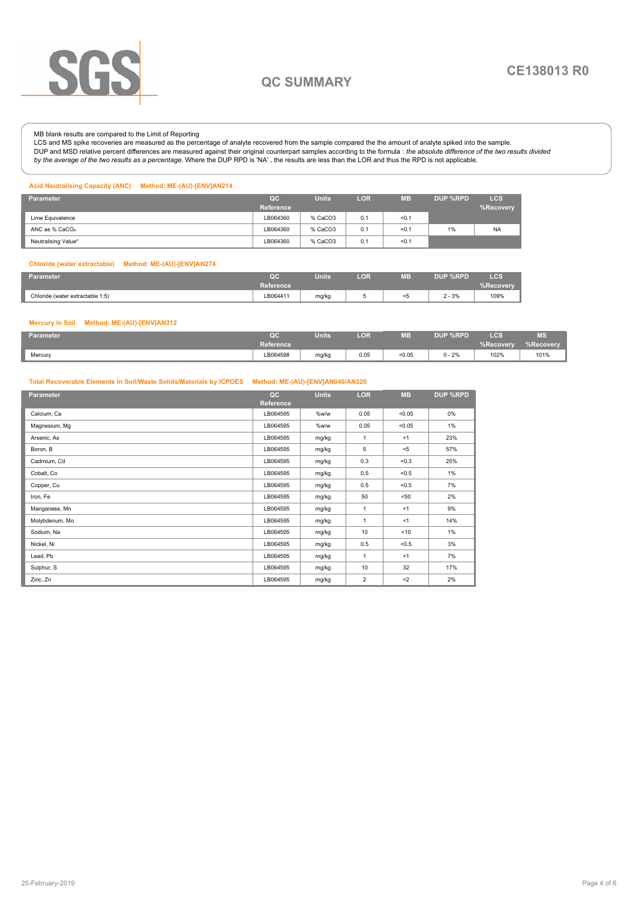# QC SUMMARY

CE138013 R0

MB blank results are compared to the Limit of Reporting
LCS and MS spike recoveries are measured as the percentage of analyte recovered from the sample compared the the amount of analyte spiked into the sample.
DUP and MSD relative percent differences are measured against their original counterpart samples according to the formula : *the absolute difference of the two results divided by the average of the two results as a percentage.* Where the DUP RPD is 'NA' , the results are less than the LOR and thus the RPD is not applicable.

### Acid Neutralising Capacity (ANC) Method: ME-(AU)-[ENV]AN214

| Parameter | QC Reference | Units | LOR | MB | DUP %RPD | LCS %Recovery |
|---|---|---|---|---|---|---|
| Lime Equivalence | LB064360 | % CaCO3 | 0.1 | <0.1 | | |
| ANC as % $CaCO_3$ | LB064360 | % CaCO3 | 0.1 | <0.1 | 1% | NA |
| Neutralising Value* | LB064360 | % CaCO3 | 0.1 | <0.1 | | |

### Chloride (water extractable) Method: ME-(AU)-[ENV]AN274

| Parameter | QC Reference | Units | LOR | MB | DUP %RPD | LCS %Recovery |
|---|---|---|---|---|---|---|
| Chloride (water extractable 1:5) | LB064411 | mg/kg | 5 | <5 | 2 - 3% | 109% |

### Mercury in Soil Method: ME-(AU)-[ENV]AN312

| Parameter | QC Reference | Units | LOR | MB | DUP %RPD | LCS %Recovery | MS %Recovery |
|---|---|---|---|---|---|---|---|
| Mercury | LB064598 | mg/kg | 0.05 | <0.05 | 0 - 2% | 102% | 101% |

### Total Recoverable Elements in Soil/Waste Solids/Materials by ICPOES Method: ME-(AU)-[ENV]AN040/AN320

| Parameter | QC Reference | Units | LOR | MB | DUP %RPD |
|---|---|---|---|---|---|
| Calcium, Ca | LB064595 | %w/w | 0.05 | <0.05 | 0% |
| Magnesium, Mg | LB064595 | %w/w | 0.05 | <0.05 | 1% |
| Arsenic, As | LB064595 | mg/kg | 1 | <1 | 23% |
| Boron, B | LB064595 | mg/kg | 5 | <5 | 57% |
| Cadmium, Cd | LB064595 | mg/kg | 0.3 | <0.3 | 25% |
| Cobalt, Co | LB064595 | mg/kg | 0.5 | <0.5 | 1% |
| Copper, Cu | LB064595 | mg/kg | 0.5 | <0.5 | 7% |
| Iron, Fe | LB064595 | mg/kg | 50 | <50 | 2% |
| Manganese, Mn | LB064595 | mg/kg | 1 | <1 | 9% |
| Molybdenum, Mo | LB064595 | mg/kg | 1 | <1 | 14% |
| Sodium, Na | LB064595 | mg/kg | 10 | <10 | 1% |
| Nickel, Ni | LB064595 | mg/kg | 0.5 | <0.5 | 3% |
| Lead, Pb | LB064595 | mg/kg | 1 | <1 | 7% |
| Sulphur, S | LB064595 | mg/kg | 10 | 32 | 17% |
| Zinc, Zn | LB064595 | mg/kg | 2 | <2 | 2% |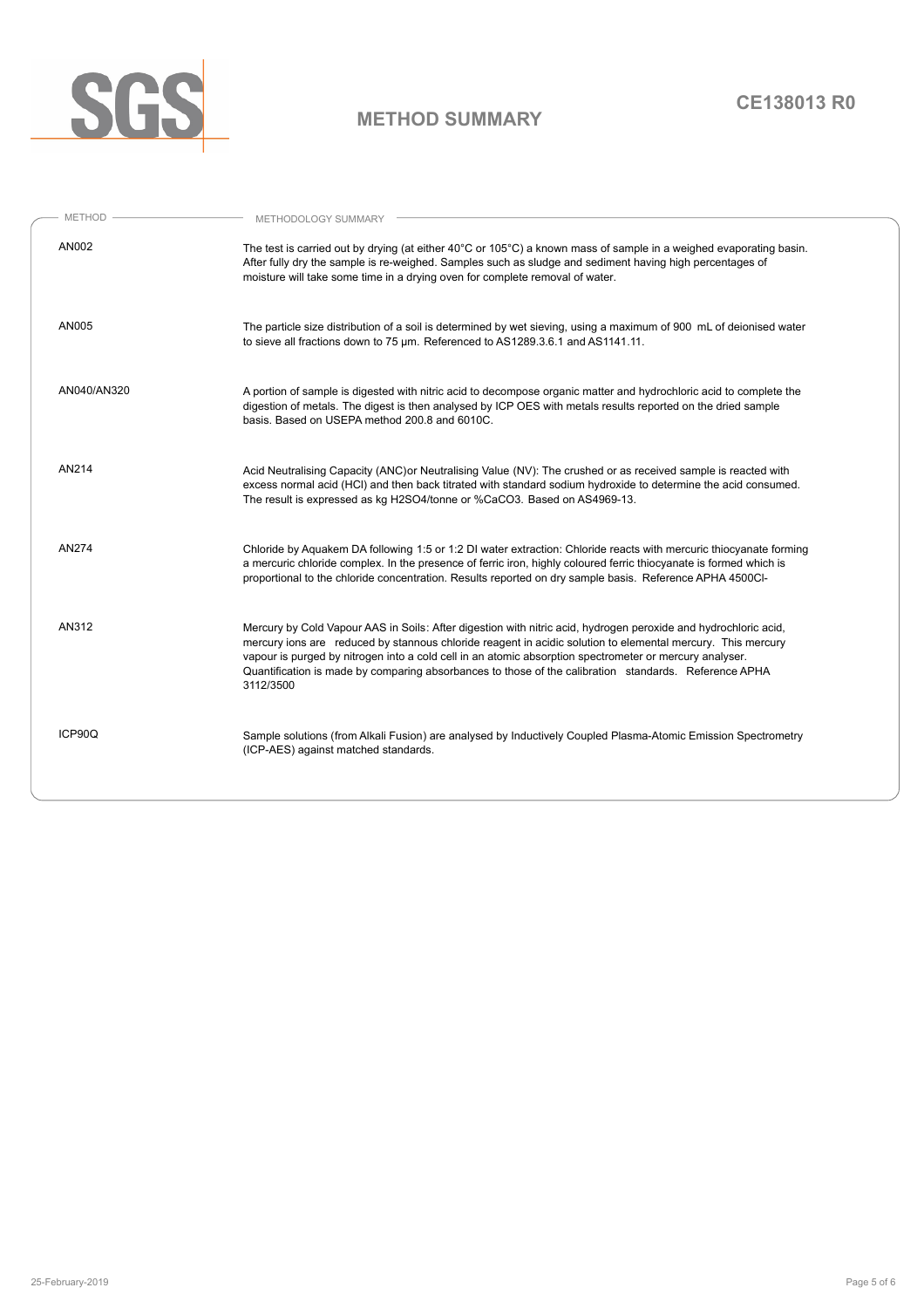# METHOD SUMMARY

**CE138013 R0**

| METHOD | METHODOLOGY SUMMARY |
|---|---|
| AN002 | The test is carried out by drying (at either 40°C or 105°C) a known mass of sample in a weighed evaporating basin. After fully dry the sample is re-weighed. Samples such as sludge and sediment having high percentages of moisture will take some time in a drying oven for complete removal of water. |
| AN005 | The particle size distribution of a soil is determined by wet sieving, using a maximum of 900 mL of deionised water to sieve all fractions down to 75 µm. Referenced to AS1289.3.6.1 and AS1141.11. |
| AN040/AN320 | A portion of sample is digested with nitric acid to decompose organic matter and hydrochloric acid to complete the digestion of metals. The digest is then analysed by ICP OES with metals results reported on the dried sample basis. Based on USEPA method 200.8 and 6010C. |
| AN214 | Acid Neutralising Capacity (ANC)or Neutralising Value (NV): The crushed or as received sample is reacted with excess normal acid (HCl) and then back titrated with standard sodium hydroxide to determine the acid consumed. The result is expressed as kg $H_2SO_4$/tonne or %$CaCO_3$. Based on AS4969-13. |
| AN274 | Chloride by Aquakem DA following 1:5 or 1:2 DI water extraction: Chloride reacts with mercuric thiocyanate forming a mercuric chloride complex. In the presence of ferric iron, highly coloured ferric thiocyanate is formed which is proportional to the chloride concentration. Results reported on dry sample basis. Reference APHA 4500Cl- |
| AN312 | Mercury by Cold Vapour AAS in Soils: After digestion with nitric acid, hydrogen peroxide and hydrochloric acid, mercury ions are reduced by stannous chloride reagent in acidic solution to elemental mercury. This mercury vapour is purged by nitrogen into a cold cell in an atomic absorption spectrometer or mercury analyser. Quantification is made by comparing absorbances to those of the calibration standards. Reference APHA 3112/3500 |
| ICP90Q | Sample solutions (from Alkali Fusion) are analysed by Inductively Coupled Plasma-Atomic Emission Spectrometry (ICP-AES) against matched standards. |

25-February-2019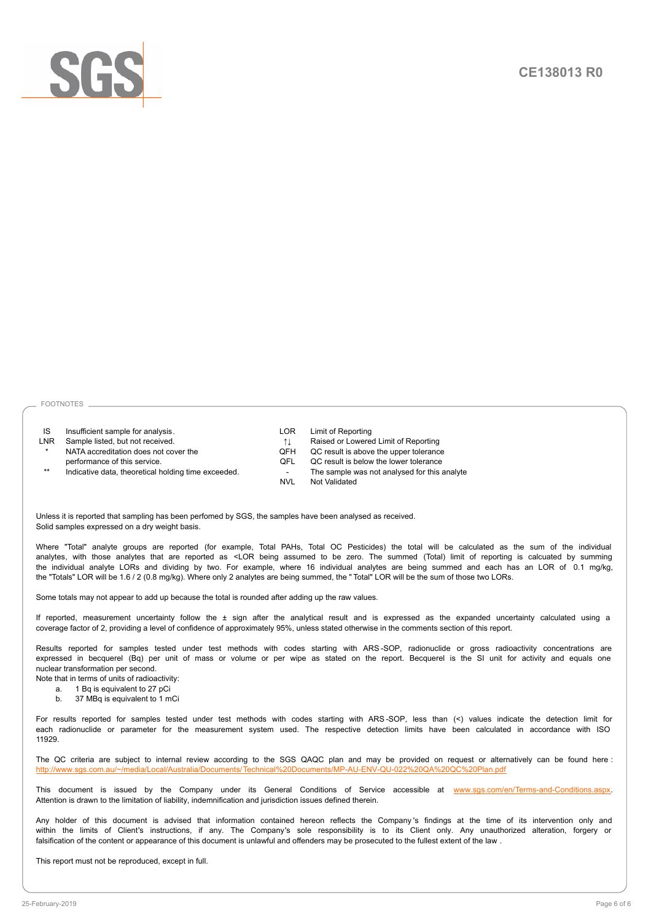CE138013 R0

FOOTNOTES

| | | | |
|---|---|---|---|
| IS | Insufficient sample for analysis. | LOR | Limit of Reporting |
| LNR | Sample listed, but not received. | ↑↓ | Raised or Lowered Limit of Reporting |
| * | NATA accreditation does not cover the performance of this service. | QFH | QC result is above the upper tolerance |
| ** | Indicative data, theoretical holding time exceeded. | QFL | QC result is below the lower tolerance |
| | | - | The sample was not analysed for this analyte |
| | | NVL | Not Validated |

Unless it is reported that sampling has been perfomed by SGS, the samples have been analysed as received.
Solid samples expressed on a dry weight basis.

Where "Total" analyte groups are reported (for example, Total PAHs, Total OC Pesticides) the total will be calculated as the sum of the individual analytes, with those analytes that are reported as <LOR being assumed to be zero. The summed (Total) limit of reporting is calcuated by summing the individual analyte LORs and dividing by two. For example, where 16 individual analytes are being summed and each has an LOR of 0.1 mg/kg, the "Totals" LOR will be 1.6 / 2 (0.8 mg/kg). Where only 2 analytes are being summed, the " Total" LOR will be the sum of those two LORs.

Some totals may not appear to add up because the total is rounded after adding up the raw values.

If reported, measurement uncertainty follow the ± sign after the analytical result and is expressed as the expanded uncertainty calculated using a coverage factor of 2, providing a level of confidence of approximately 95%, unless stated otherwise in the comments section of this report.

Results reported for samples tested under test methods with codes starting with ARS-SOP, radionuclide or gross radioactivity concentrations are expressed in becquerel (Bq) per unit of mass or volume or per wipe as stated on the report. Becquerel is the SI unit for activity and equals one nuclear transformation per second.
Note that in terms of units of radioactivity:

a. 1 Bq is equivalent to 27 pCi
b. 37 MBq is equivalent to 1 mCi

For results reported for samples tested under test methods with codes starting with ARS-SOP, less than (<) values indicate the detection limit for each radionuclide or parameter for the measurement system used. The respective detection limits have been calculated in accordance with ISO 11929.

The QC criteria are subject to internal review according to the SGS QAQC plan and may be provided on request or alternatively can be found here : http://www.sgs.com.au/~/media/Local/Australia/Documents/Technical%20Documents/MP-AU-ENV-QU-022%20QA%20QC%20Plan.pdf

This document is issued by the Company under its General Conditions of Service accessible at www.sgs.com/en/Terms-and-Conditions.aspx. Attention is drawn to the limitation of liability, indemnification and jurisdiction issues defined therein.

Any holder of this document is advised that information contained hereon reflects the Company's findings at the time of its intervention only and within the limits of Client's instructions, if any. The Company's sole responsibility is to its Client only. Any unauthorized alteration, forgery or falsification of the content or appearance of this document is unlawful and offenders may be prosecuted to the fullest extent of the law .

This report must not be reproduced, except in full.

25-February-2019